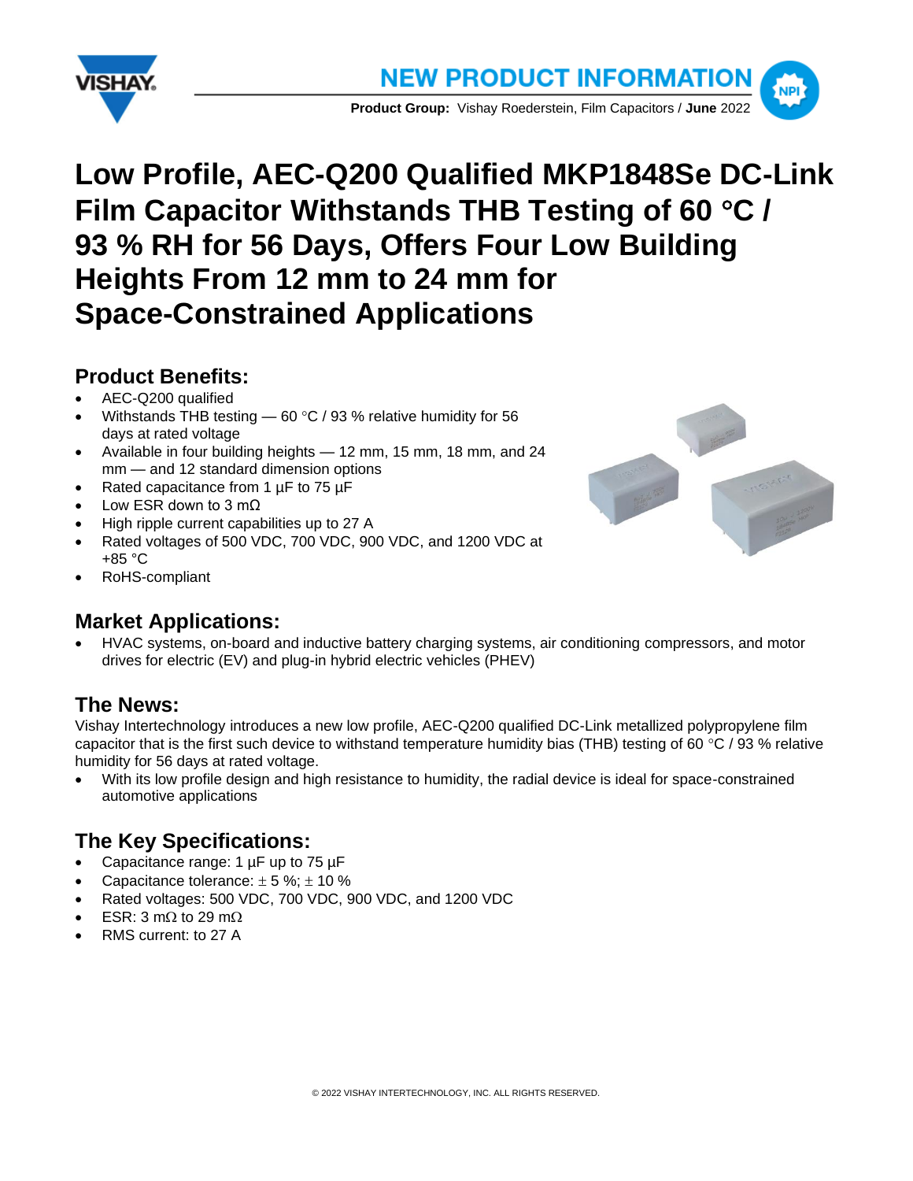NEW PRODUCT INFORMATION

**Product Group:** Vishay Roederstein, Film Capacitors / **June** 2022

# Low Profile, AEC-Q200 Qualified MKP1848Se DC-Link Film Capacitor Withstands THB Testing of 60 °C / 93 % RH for 56 Days, Offers Four Low Building Heights From 12 mm to 24 mm for Space-Constrained Applications

## Product Benefits:

- AEC-Q200 qualified
- Withstands THB testing — 60 °C / 93 % relative humidity for 56 days at rated voltage
- Available in four building heights — 12 mm, 15 mm, 18 mm, and 24 mm — and 12 standard dimension options
- Rated capacitance from 1 µF to 75 µF
- Low ESR down to 3 mΩ
- High ripple current capabilities up to 27 A
- Rated voltages of 500 VDC, 700 VDC, 900 VDC, and 1200 VDC at +85 °C
- RoHS-compliant

## Market Applications:

- HVAC systems, on-board and inductive battery charging systems, air conditioning compressors, and motor drives for electric (EV) and plug-in hybrid electric vehicles (PHEV)

## The News:

Vishay Intertechnology introduces a new low profile, AEC-Q200 qualified DC-Link metallized polypropylene film capacitor that is the first such device to withstand temperature humidity bias (THB) testing of 60 °C / 93 % relative humidity for 56 days at rated voltage.

- With its low profile design and high resistance to humidity, the radial device is ideal for space-constrained automotive applications

## The Key Specifications:

- Capacitance range: 1 µF up to 75 µF
- Capacitance tolerance: ± 5 %; ± 10 %
- Rated voltages: 500 VDC, 700 VDC, 900 VDC, and 1200 VDC
- ESR: 3 mΩ to 29 mΩ
- RMS current: to 27 A

© 2022 VISHAY INTERTECHNOLOGY, INC. ALL RIGHTS RESERVED.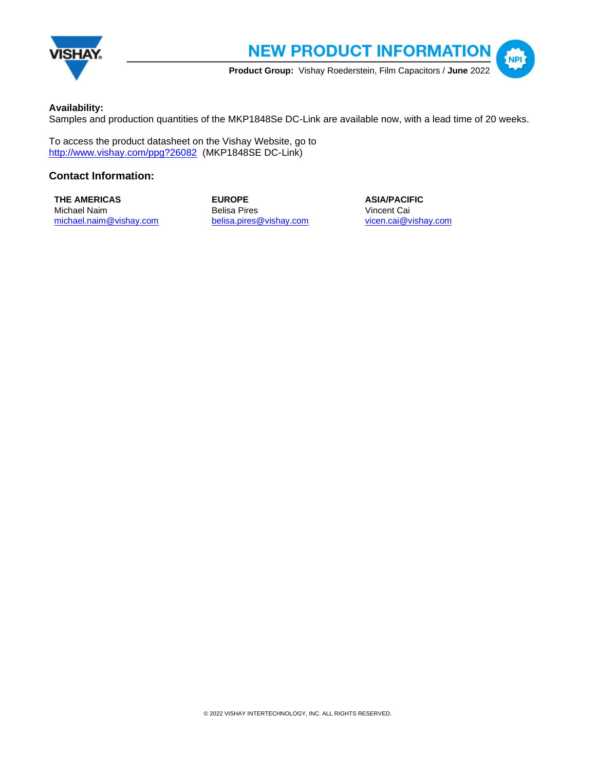**Availability:**
Samples and production quantities of the MKP1848Se DC-Link are available now, with a lead time of 20 weeks.

To access the product datasheet on the Vishay Website, go to
http://www.vishay.com/ppg?26082 (MKP1848SE DC-Link)

## Contact Information:

| THE AMERICAS | EUROPE | ASIA/PACIFIC |
|---|---|---|
| Michael Naim | Belisa Pires | Vincent Cai |
| michael.naim@vishay.com | belisa.pires@vishay.com | vicen.cai@vishay.com |

© 2022 VISHAY INTERTECHNOLOGY, INC. ALL RIGHTS RESERVED.